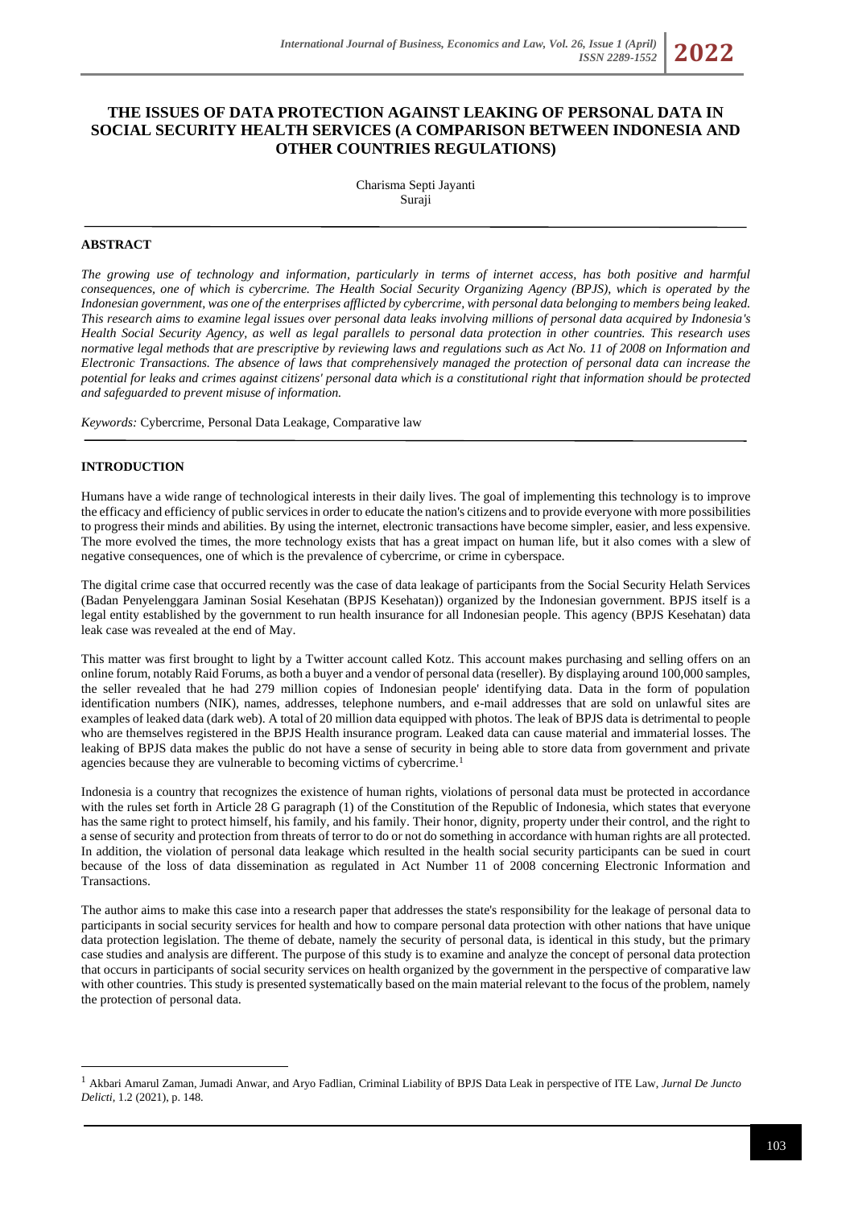# THE ISSUES OF DATA PROTECTION AGAINST LEAKING OF PERSONAL DATA IN SOCIAL SECURITY HEALTH SERVICES (A COMPARISON BETWEEN INDONESIA AND OTHER COUNTRIES REGULATIONS)

Charisma Septi Jayanti
Suraji

## ABSTRACT

*The growing use of technology and information, particularly in terms of internet access, has both positive and harmful consequences, one of which is cybercrime. The Health Social Security Organizing Agency (BPJS), which is operated by the Indonesian government, was one of the enterprises afflicted by cybercrime, with personal data belonging to members being leaked. This research aims to examine legal issues over personal data leaks involving millions of personal data acquired by Indonesia's Health Social Security Agency, as well as legal parallels to personal data protection in other countries. This research uses normative legal methods that are prescriptive by reviewing laws and regulations such as Act No. 11 of 2008 on Information and Electronic Transactions. The absence of laws that comprehensively managed the protection of personal data can increase the potential for leaks and crimes against citizens' personal data which is a constitutional right that information should be protected and safeguarded to prevent misuse of information.*

*Keywords:* Cybercrime, Personal Data Leakage, Comparative law

## INTRODUCTION

Humans have a wide range of technological interests in their daily lives. The goal of implementing this technology is to improve the efficacy and efficiency of public services in order to educate the nation's citizens and to provide everyone with more possibilities to progress their minds and abilities. By using the internet, electronic transactions have become simpler, easier, and less expensive. The more evolved the times, the more technology exists that has a great impact on human life, but it also comes with a slew of negative consequences, one of which is the prevalence of cybercrime, or crime in cyberspace.

The digital crime case that occurred recently was the case of data leakage of participants from the Social Security Helath Services (Badan Penyelenggara Jaminan Sosial Kesehatan (BPJS Kesehatan)) organized by the Indonesian government. BPJS itself is a legal entity established by the government to run health insurance for all Indonesian people. This agency (BPJS Kesehatan) data leak case was revealed at the end of May.

This matter was first brought to light by a Twitter account called Kotz. This account makes purchasing and selling offers on an online forum, notably Raid Forums, as both a buyer and a vendor of personal data (reseller). By displaying around 100,000 samples, the seller revealed that he had 279 million copies of Indonesian people' identifying data. Data in the form of population identification numbers (NIK), names, addresses, telephone numbers, and e-mail addresses that are sold on unlawful sites are examples of leaked data (dark web). A total of 20 million data equipped with photos. The leak of BPJS data is detrimental to people who are themselves registered in the BPJS Health insurance program. Leaked data can cause material and immaterial losses. The leaking of BPJS data makes the public do not have a sense of security in being able to store data from government and private agencies because they are vulnerable to becoming victims of cybercrime.[1]

Indonesia is a country that recognizes the existence of human rights, violations of personal data must be protected in accordance with the rules set forth in Article 28 G paragraph (1) of the Constitution of the Republic of Indonesia, which states that everyone has the same right to protect himself, his family, and his family. Their honor, dignity, property under their control, and the right to a sense of security and protection from threats of terror to do or not do something in accordance with human rights are all protected. In addition, the violation of personal data leakage which resulted in the health social security participants can be sued in court because of the loss of data dissemination as regulated in Act Number 11 of 2008 concerning Electronic Information and Transactions.

The author aims to make this case into a research paper that addresses the state's responsibility for the leakage of personal data to participants in social security services for health and how to compare personal data protection with other nations that have unique data protection legislation. The theme of debate, namely the security of personal data, is identical in this study, but the primary case studies and analysis are different. The purpose of this study is to examine and analyze the concept of personal data protection that occurs in participants of social security services on health organized by the government in the perspective of comparative law with other countries. This study is presented systematically based on the main material relevant to the focus of the problem, namely the protection of personal data.

---

[1] Akbari Amarul Zaman, Jumadi Anwar, and Aryo Fadlian, Criminal Liability of BPJS Data Leak in perspective of ITE Law, *Jurnal De Juncto Delicti*, 1.2 (2021), p. 148.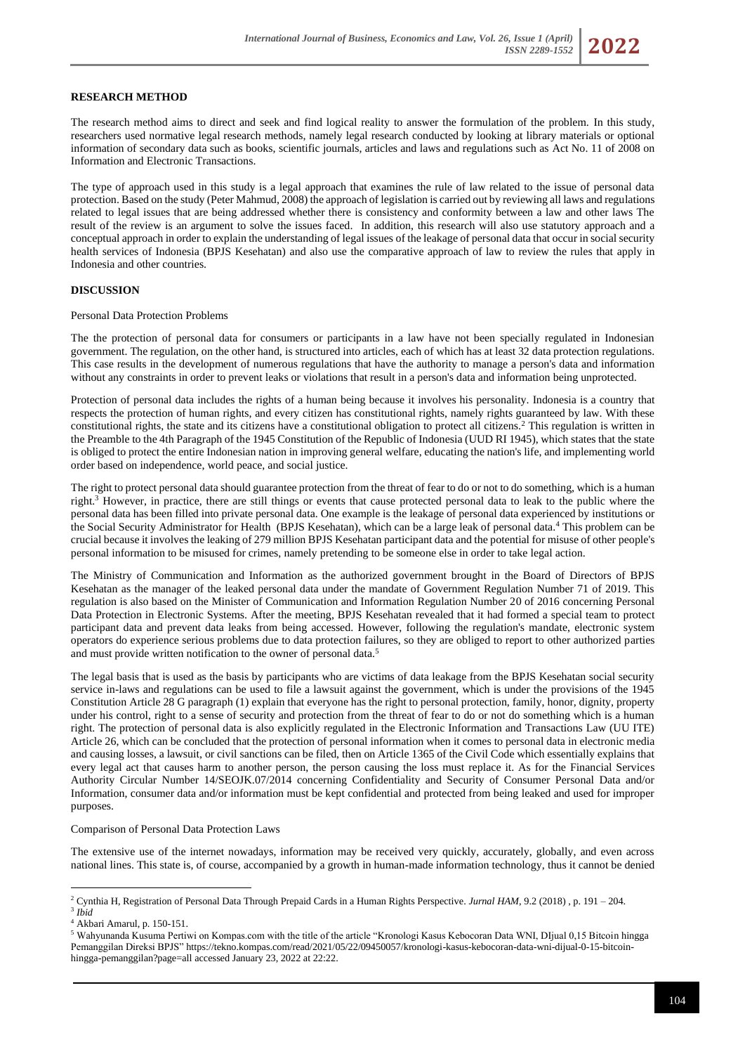## RESEARCH METHOD

The research method aims to direct and seek and find logical reality to answer the formulation of the problem. In this study, researchers used normative legal research methods, namely legal research conducted by looking at library materials or optional information of secondary data such as books, scientific journals, articles and laws and regulations such as Act No. 11 of 2008 on Information and Electronic Transactions.

The type of approach used in this study is a legal approach that examines the rule of law related to the issue of personal data protection. Based on the study (Peter Mahmud, 2008) the approach of legislation is carried out by reviewing all laws and regulations related to legal issues that are being addressed whether there is consistency and conformity between a law and other laws The result of the review is an argument to solve the issues faced. In addition, this research will also use statutory approach and a conceptual approach in order to explain the understanding of legal issues of the leakage of personal data that occur in social security health services of Indonesia (BPJS Kesehatan) and also use the comparative approach of law to review the rules that apply in Indonesia and other countries.

## DISCUSSION

### Personal Data Protection Problems

The the protection of personal data for consumers or participants in a law have not been specially regulated in Indonesian government. The regulation, on the other hand, is structured into articles, each of which has at least 32 data protection regulations. This case results in the development of numerous regulations that have the authority to manage a person's data and information without any constraints in order to prevent leaks or violations that result in a person's data and information being unprotected.

Protection of personal data includes the rights of a human being because it involves his personality. Indonesia is a country that respects the protection of human rights, and every citizen has constitutional rights, namely rights guaranteed by law. With these constitutional rights, the state and its citizens have a constitutional obligation to protect all citizens.[2] This regulation is written in the Preamble to the 4th Paragraph of the 1945 Constitution of the Republic of Indonesia (UUD RI 1945), which states that the state is obliged to protect the entire Indonesian nation in improving general welfare, educating the nation's life, and implementing world order based on independence, world peace, and social justice.

The right to protect personal data should guarantee protection from the threat of fear to do or not to do something, which is a human right.[3] However, in practice, there are still things or events that cause protected personal data to leak to the public where the personal data has been filled into private personal data. One example is the leakage of personal data experienced by institutions or the Social Security Administrator for Health (BPJS Kesehatan), which can be a large leak of personal data.[4] This problem can be crucial because it involves the leaking of 279 million BPJS Kesehatan participant data and the potential for misuse of other people's personal information to be misused for crimes, namely pretending to be someone else in order to take legal action.

The Ministry of Communication and Information as the authorized government brought in the Board of Directors of BPJS Kesehatan as the manager of the leaked personal data under the mandate of Government Regulation Number 71 of 2019. This regulation is also based on the Minister of Communication and Information Regulation Number 20 of 2016 concerning Personal Data Protection in Electronic Systems. After the meeting, BPJS Kesehatan revealed that it had formed a special team to protect participant data and prevent data leaks from being accessed. However, following the regulation's mandate, electronic system operators do experience serious problems due to data protection failures, so they are obliged to report to other authorized parties and must provide written notification to the owner of personal data.[5]

The legal basis that is used as the basis by participants who are victims of data leakage from the BPJS Kesehatan social security service in-laws and regulations can be used to file a lawsuit against the government, which is under the provisions of the 1945 Constitution Article 28 G paragraph (1) explain that everyone has the right to personal protection, family, honor, dignity, property under his control, right to a sense of security and protection from the threat of fear to do or not do something which is a human right. The protection of personal data is also explicitly regulated in the Electronic Information and Transactions Law (UU ITE) Article 26, which can be concluded that the protection of personal information when it comes to personal data in electronic media and causing losses, a lawsuit, or civil sanctions can be filed, then on Article 1365 of the Civil Code which essentially explains that every legal act that causes harm to another person, the person causing the loss must replace it. As for the Financial Services Authority Circular Number 14/SEOJK.07/2014 concerning Confidentiality and Security of Consumer Personal Data and/or Information, consumer data and/or information must be kept confidential and protected from being leaked and used for improper purposes.

### Comparison of Personal Data Protection Laws

The extensive use of the internet nowadays, information may be received very quickly, accurately, globally, and even across national lines. This state is, of course, accompanied by a growth in human-made information technology, thus it cannot be denied

---

[2] Cynthia H, Registration of Personal Data Through Prepaid Cards in a Human Rights Perspective. *Jurnal HAM*, 9.2 (2018) , p. 191 – 204.

[3] *Ibid*

[4] Akbari Amarul, p. 150-151.

[5] Wahyunanda Kusuma Pertiwi on Kompas.com with the title of the article "Kronologi Kasus Kebocoran Data WNI, DIjual 0,15 Bitcoin hingga Pemanggilan Direksi BPJS" https://tekno.kompas.com/read/2021/05/22/09450057/kronologi-kasus-kebocoran-data-wni-dijual-0-15-bitcoin-hingga-pemanggilan?page=all accessed January 23, 2022 at 22:22.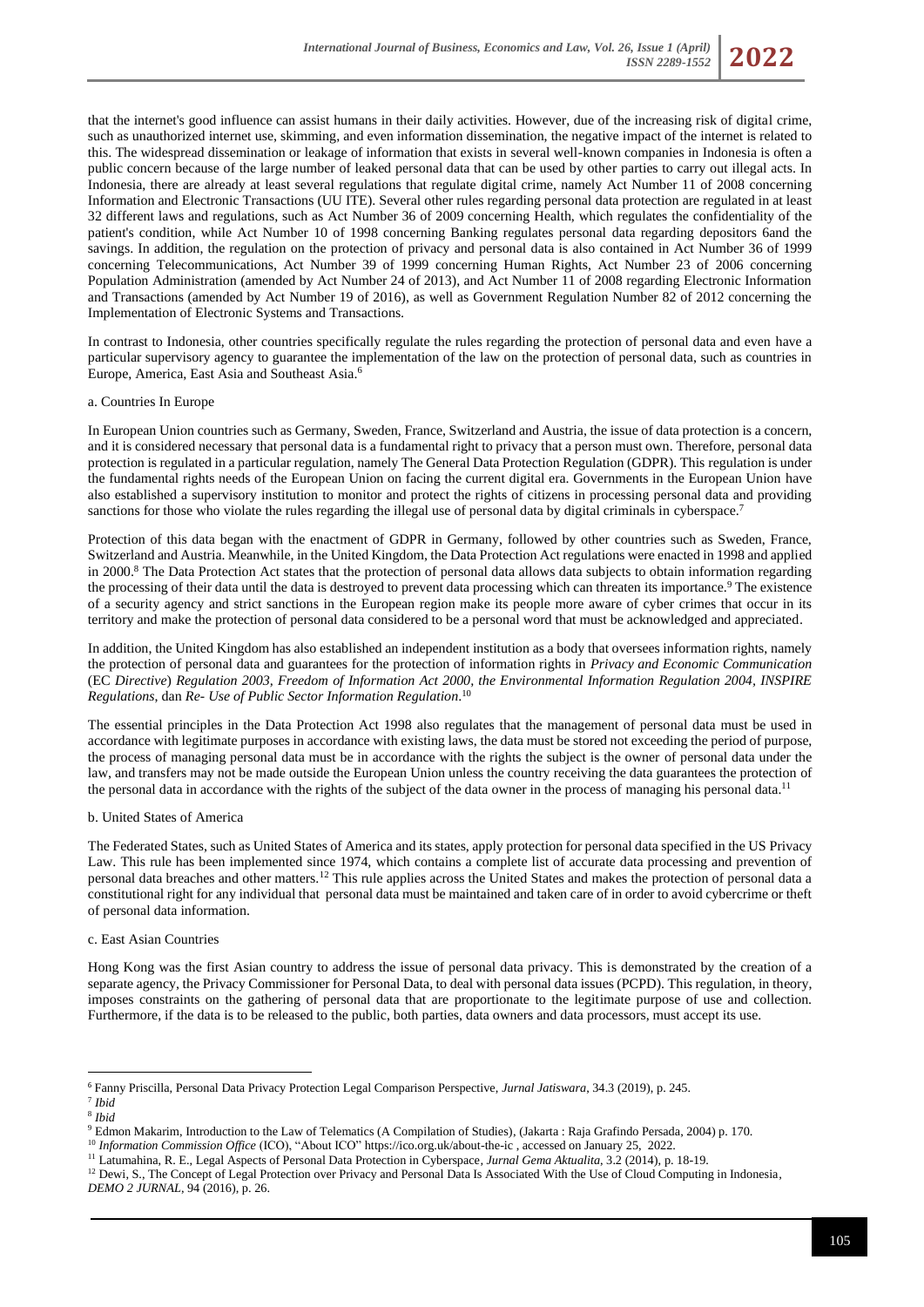that the internet's good influence can assist humans in their daily activities. However, due of the increasing risk of digital crime, such as unauthorized internet use, skimming, and even information dissemination, the negative impact of the internet is related to this. The widespread dissemination or leakage of information that exists in several well-known companies in Indonesia is often a public concern because of the large number of leaked personal data that can be used by other parties to carry out illegal acts. In Indonesia, there are already at least several regulations that regulate digital crime, namely Act Number 11 of 2008 concerning Information and Electronic Transactions (UU ITE). Several other rules regarding personal data protection are regulated in at least 32 different laws and regulations, such as Act Number 36 of 2009 concerning Health, which regulates the confidentiality of the patient's condition, while Act Number 10 of 1998 concerning Banking regulates personal data regarding depositors 6and the savings. In addition, the regulation on the protection of privacy and personal data is also contained in Act Number 36 of 1999 concerning Telecommunications, Act Number 39 of 1999 concerning Human Rights, Act Number 23 of 2006 concerning Population Administration (amended by Act Number 24 of 2013), and Act Number 11 of 2008 regarding Electronic Information and Transactions (amended by Act Number 19 of 2016), as well as Government Regulation Number 82 of 2012 concerning the Implementation of Electronic Systems and Transactions.

In contrast to Indonesia, other countries specifically regulate the rules regarding the protection of personal data and even have a particular supervisory agency to guarantee the implementation of the law on the protection of personal data, such as countries in Europe, America, East Asia and Southeast Asia.[6]

a. Countries In Europe

In European Union countries such as Germany, Sweden, France, Switzerland and Austria, the issue of data protection is a concern, and it is considered necessary that personal data is a fundamental right to privacy that a person must own. Therefore, personal data protection is regulated in a particular regulation, namely The General Data Protection Regulation (GDPR). This regulation is under the fundamental rights needs of the European Union on facing the current digital era. Governments in the European Union have also established a supervisory institution to monitor and protect the rights of citizens in processing personal data and providing sanctions for those who violate the rules regarding the illegal use of personal data by digital criminals in cyberspace.[7]

Protection of this data began with the enactment of GDPR in Germany, followed by other countries such as Sweden, France, Switzerland and Austria. Meanwhile, in the United Kingdom, the Data Protection Act regulations were enacted in 1998 and applied in 2000.[8] The Data Protection Act states that the protection of personal data allows data subjects to obtain information regarding the processing of their data until the data is destroyed to prevent data processing which can threaten its importance.[9] The existence of a security agency and strict sanctions in the European region make its people more aware of cyber crimes that occur in its territory and make the protection of personal data considered to be a personal word that must be acknowledged and appreciated.

In addition, the United Kingdom has also established an independent institution as a body that oversees information rights, namely the protection of personal data and guarantees for the protection of information rights in *Privacy and Economic Communication* (*EC Directive*) *Regulation 2003, Freedom of Information Act 2000, the Environmental Information Regulation 2004, INSPIRE Regulations*, dan *Re- Use of Public Sector Information Regulation*.[10]

The essential principles in the Data Protection Act 1998 also regulates that the management of personal data must be used in accordance with legitimate purposes in accordance with existing laws, the data must be stored not exceeding the period of purpose, the process of managing personal data must be in accordance with the rights the subject is the owner of personal data under the law, and transfers may not be made outside the European Union unless the country receiving the data guarantees the protection of the personal data in accordance with the rights of the subject of the data owner in the process of managing his personal data.[11]

b. United States of America

The Federated States, such as United States of America and its states, apply protection for personal data specified in the US Privacy Law. This rule has been implemented since 1974, which contains a complete list of accurate data processing and prevention of personal data breaches and other matters.[12] This rule applies across the United States and makes the protection of personal data a constitutional right for any individual that personal data must be maintained and taken care of in order to avoid cybercrime or theft of personal data information.

c. East Asian Countries

Hong Kong was the first Asian country to address the issue of personal data privacy. This is demonstrated by the creation of a separate agency, the Privacy Commissioner for Personal Data, to deal with personal data issues (PCPD). This regulation, in theory, imposes constraints on the gathering of personal data that are proportionate to the legitimate purpose of use and collection. Furthermore, if the data is to be released to the public, both parties, data owners and data processors, must accept its use.

---

[6] Fanny Priscilla, Personal Data Privacy Protection Legal Comparison Perspective, *Jurnal Jatiswara*, 34.3 (2019), p. 245.

[7] *Ibid*

[8] *Ibid*

[9] Edmon Makarim, Introduction to the Law of Telematics (A Compilation of Studies), (Jakarta : Raja Grafindo Persada, 2004) p. 170.

[10] *Information Commission Office* (ICO), "About ICO" https://ico.org.uk/about-the-ic , accessed on January 25, 2022.

[11] Latumahina, R. E., Legal Aspects of Personal Data Protection in Cyberspace, *Jurnal Gema Aktualita*, 3.2 (2014), p. 18-19.

[12] Dewi, S., The Concept of Legal Protection over Privacy and Personal Data Is Associated With the Use of Cloud Computing in Indonesia, *DEMO 2 JURNAL*, 94 (2016), p. 26.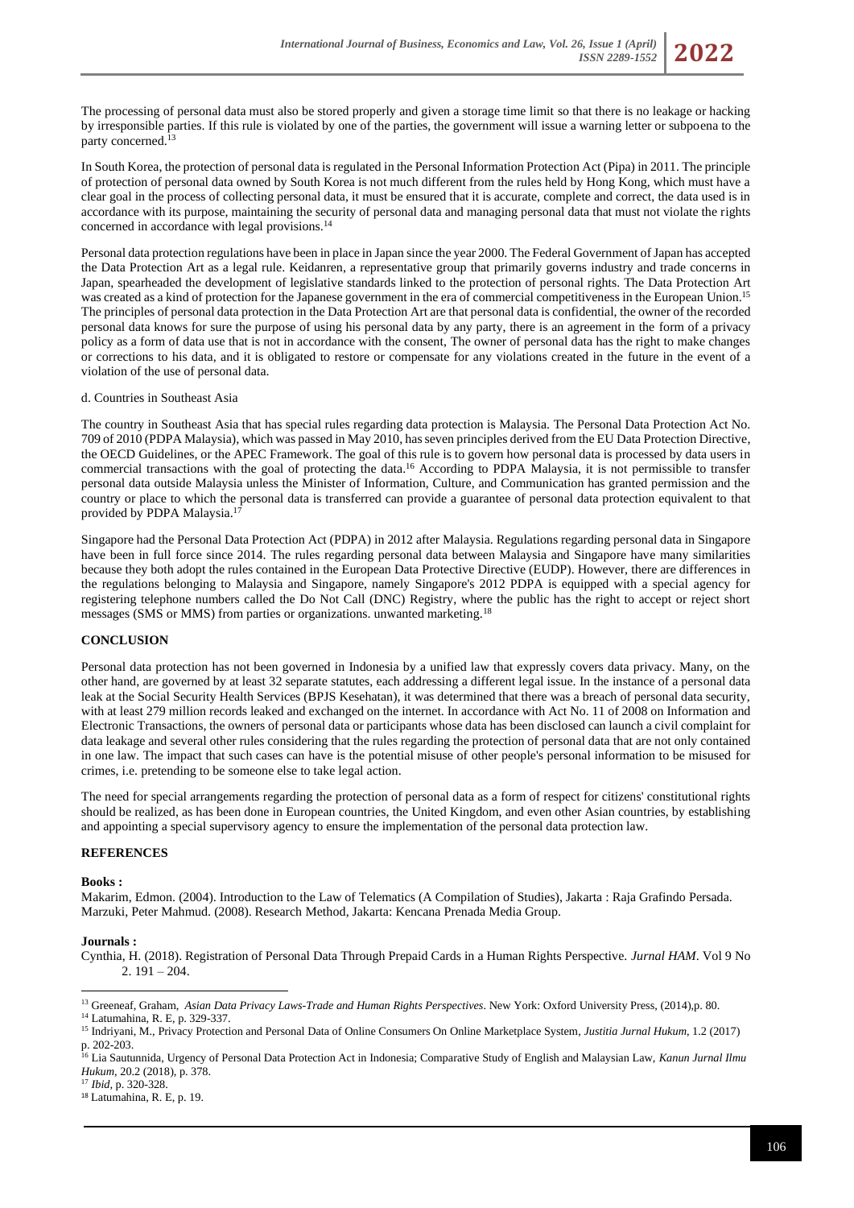The processing of personal data must also be stored properly and given a storage time limit so that there is no leakage or hacking by irresponsible parties. If this rule is violated by one of the parties, the government will issue a warning letter or subpoena to the party concerned.[13]

In South Korea, the protection of personal data is regulated in the Personal Information Protection Act (Pipa) in 2011. The principle of protection of personal data owned by South Korea is not much different from the rules held by Hong Kong, which must have a clear goal in the process of collecting personal data, it must be ensured that it is accurate, complete and correct, the data used is in accordance with its purpose, maintaining the security of personal data and managing personal data that must not violate the rights concerned in accordance with legal provisions.[14]

Personal data protection regulations have been in place in Japan since the year 2000. The Federal Government of Japan has accepted the Data Protection Art as a legal rule. Keidanren, a representative group that primarily governs industry and trade concerns in Japan, spearheaded the development of legislative standards linked to the protection of personal rights. The Data Protection Art was created as a kind of protection for the Japanese government in the era of commercial competitiveness in the European Union.[15] The principles of personal data protection in the Data Protection Art are that personal data is confidential, the owner of the recorded personal data knows for sure the purpose of using his personal data by any party, there is an agreement in the form of a privacy policy as a form of data use that is not in accordance with the consent, The owner of personal data has the right to make changes or corrections to his data, and it is obligated to restore or compensate for any violations created in the future in the event of a violation of the use of personal data.

d. Countries in Southeast Asia

The country in Southeast Asia that has special rules regarding data protection is Malaysia. The Personal Data Protection Act No. 709 of 2010 (PDPA Malaysia), which was passed in May 2010, has seven principles derived from the EU Data Protection Directive, the OECD Guidelines, or the APEC Framework. The goal of this rule is to govern how personal data is processed by data users in commercial transactions with the goal of protecting the data.[16] According to PDPA Malaysia, it is not permissible to transfer personal data outside Malaysia unless the Minister of Information, Culture, and Communication has granted permission and the country or place to which the personal data is transferred can provide a guarantee of personal data protection equivalent to that provided by PDPA Malaysia.[17]

Singapore had the Personal Data Protection Act (PDPA) in 2012 after Malaysia. Regulations regarding personal data in Singapore have been in full force since 2014. The rules regarding personal data between Malaysia and Singapore have many similarities because they both adopt the rules contained in the European Data Protective Directive (EUDP). However, there are differences in the regulations belonging to Malaysia and Singapore, namely Singapore's 2012 PDPA is equipped with a special agency for registering telephone numbers called the Do Not Call (DNC) Registry, where the public has the right to accept or reject short messages (SMS or MMS) from parties or organizations. unwanted marketing.[18]

## CONCLUSION

Personal data protection has not been governed in Indonesia by a unified law that expressly covers data privacy. Many, on the other hand, are governed by at least 32 separate statutes, each addressing a different legal issue. In the instance of a personal data leak at the Social Security Health Services (BPJS Kesehatan), it was determined that there was a breach of personal data security, with at least 279 million records leaked and exchanged on the internet. In accordance with Act No. 11 of 2008 on Information and Electronic Transactions, the owners of personal data or participants whose data has been disclosed can launch a civil complaint for data leakage and several other rules considering that the rules regarding the protection of personal data that are not only contained in one law. The impact that such cases can have is the potential misuse of other people's personal information to be misused for crimes, i.e. pretending to be someone else to take legal action.

The need for special arrangements regarding the protection of personal data as a form of respect for citizens' constitutional rights should be realized, as has been done in European countries, the United Kingdom, and even other Asian countries, by establishing and appointing a special supervisory agency to ensure the implementation of the personal data protection law.

## REFERENCES

**Books :**

Makarim, Edmon. (2004). Introduction to the Law of Telematics (A Compilation of Studies), Jakarta : Raja Grafindo Persada.
Marzuki, Peter Mahmud. (2008). Research Method, Jakarta: Kencana Prenada Media Group.

**Journals :**

Cynthia, H. (2018). Registration of Personal Data Through Prepaid Cards in a Human Rights Perspective. *Jurnal HAM*. Vol 9 No 2. 191 – 204.

---

[13] Greeneaf, Graham, *Asian Data Privacy Laws-Trade and Human Rights Perspectives*. New York: Oxford University Press, (2014),p. 80.
[14] Latumahina, R. E, p. 329-337.
[15] Indriyani, M., Privacy Protection and Personal Data of Online Consumers On Online Marketplace System, *Justitia Jurnal Hukum*, 1.2 (2017) p. 202-203.
[16] Lia Sautunnida, Urgency of Personal Data Protection Act in Indonesia; Comparative Study of English and Malaysian Law, *Kanun Jurnal Ilmu Hukum*, 20.2 (2018), p. 378.
[17] *Ibid*, p. 320-328.
[18] Latumahina, R. E, p. 19.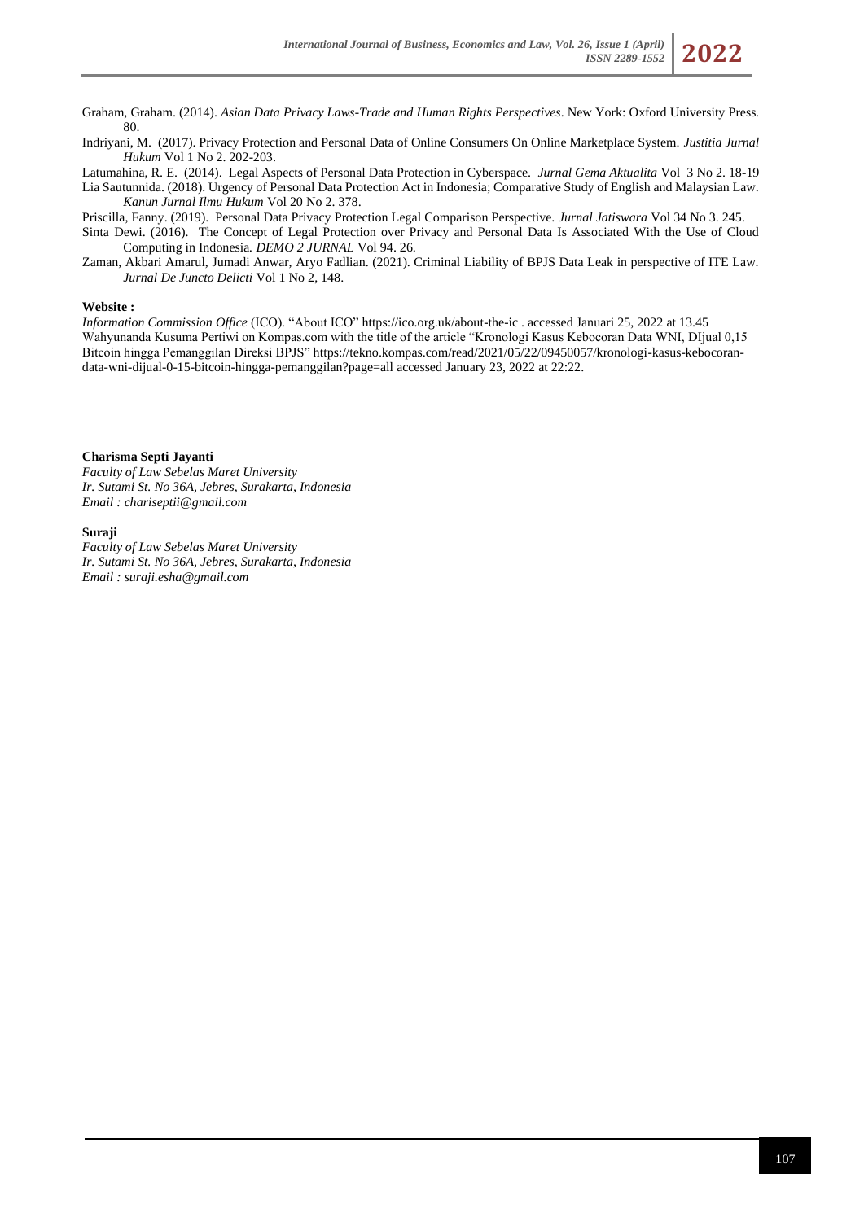Graham, Graham. (2014). *Asian Data Privacy Laws-Trade and Human Rights Perspectives*. New York: Oxford University Press. 80.

Indriyani, M. (2017). Privacy Protection and Personal Data of Online Consumers On Online Marketplace System. *Justitia Jurnal Hukum* Vol 1 No 2. 202-203.

Latumahina, R. E. (2014). Legal Aspects of Personal Data Protection in Cyberspace. *Jurnal Gema Aktualita* Vol 3 No 2. 18-19

Lia Sautunnida. (2018). Urgency of Personal Data Protection Act in Indonesia; Comparative Study of English and Malaysian Law. *Kanun Jurnal Ilmu Hukum* Vol 20 No 2. 378.

Priscilla, Fanny. (2019). Personal Data Privacy Protection Legal Comparison Perspective. *Jurnal Jatiswara* Vol 34 No 3. 245.

Sinta Dewi. (2016). The Concept of Legal Protection over Privacy and Personal Data Is Associated With the Use of Cloud Computing in Indonesia. *DEMO 2 JURNAL* Vol 94. 26.

Zaman, Akbari Amarul, Jumadi Anwar, Aryo Fadlian. (2021). Criminal Liability of BPJS Data Leak in perspective of ITE Law. *Jurnal De Juncto Delicti* Vol 1 No 2, 148.

**Website :**

*Information Commission Office* (ICO). "About ICO" https://ico.org.uk/about-the-ic . accessed Januari 25, 2022 at 13.45

Wahyunanda Kusuma Pertiwi on Kompas.com with the title of the article "Kronologi Kasus Kebocoran Data WNI, DIjual 0,15 Bitcoin hingga Pemanggilan Direksi BPJS" https://tekno.kompas.com/read/2021/05/22/09450057/kronologi-kasus-kebocoran-data-wni-dijual-0-15-bitcoin-hingga-pemanggilan?page=all accessed January 23, 2022 at 22:22.

**Charisma Septi Jayanti**
*Faculty of Law Sebelas Maret University*
*Ir. Sutami St. No 36A, Jebres, Surakarta, Indonesia*
*Email : chariseptii@gmail.com*

**Suraji**
*Faculty of Law Sebelas Maret University*
*Ir. Sutami St. No 36A, Jebres, Surakarta, Indonesia*
*Email : suraji.esha@gmail.com*